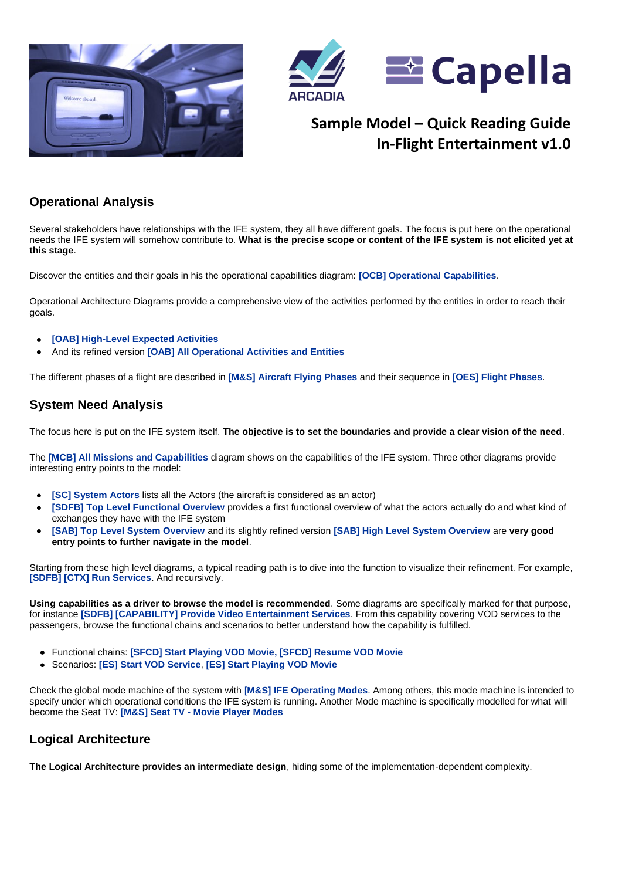# Sample Model – Quick Reading Guide
# In-Flight Entertainment v1.0

## Operational Analysis

Several stakeholders have relationships with the IFE system, they all have different goals. The focus is put here on the operational needs the IFE system will somehow contribute to. **What is the precise scope or content of the IFE system is not elicited yet at this stage**.

Discover the entities and their goals in his the operational capabilities diagram: **[OCB] Operational Capabilities**.

Operational Architecture Diagrams provide a comprehensive view of the activities performed by the entities in order to reach their goals.

- **[OAB] High-Level Expected Activities**
- And its refined version **[OAB] All Operational Activities and Entities**

The different phases of a flight are described in **[M&S] Aircraft Flying Phases** and their sequence in **[OES] Flight Phases**.

## System Need Analysis

The focus here is put on the IFE system itself. **The objective is to set the boundaries and provide a clear vision of the need**.

The **[MCB] All Missions and Capabilities** diagram shows on the capabilities of the IFE system. Three other diagrams provide interesting entry points to the model:

- **[SC] System Actors** lists all the Actors (the aircraft is considered as an actor)
- **[SDFB] Top Level Functional Overview** provides a first functional overview of what the actors actually do and what kind of exchanges they have with the IFE system
- **[SAB] Top Level System Overview** and its slightly refined version **[SAB] High Level System Overview** are **very good entry points to further navigate in the model**.

Starting from these high level diagrams, a typical reading path is to dive into the function to visualize their refinement. For example, **[SDFB] [CTX] Run Services**. And recursively.

**Using capabilities as a driver to browse the model is recommended**. Some diagrams are specifically marked for that purpose, for instance **[SDFB] [CAPABILITY] Provide Video Entertainment Services**. From this capability covering VOD services to the passengers, browse the functional chains and scenarios to better understand how the capability is fulfilled.

- Functional chains: **[SFCD] Start Playing VOD Movie, [SFCD] Resume VOD Movie**
- Scenarios: **[ES] Start VOD Service**, **[ES] Start Playing VOD Movie**

Check the global mode machine of the system with **[M&S] IFE Operating Modes**. Among others, this mode machine is intended to specify under which operational conditions the IFE system is running. Another Mode machine is specifically modelled for what will become the Seat TV: **[M&S] Seat TV - Movie Player Modes**

## Logical Architecture

**The Logical Architecture provides an intermediate design**, hiding some of the implementation-dependent complexity.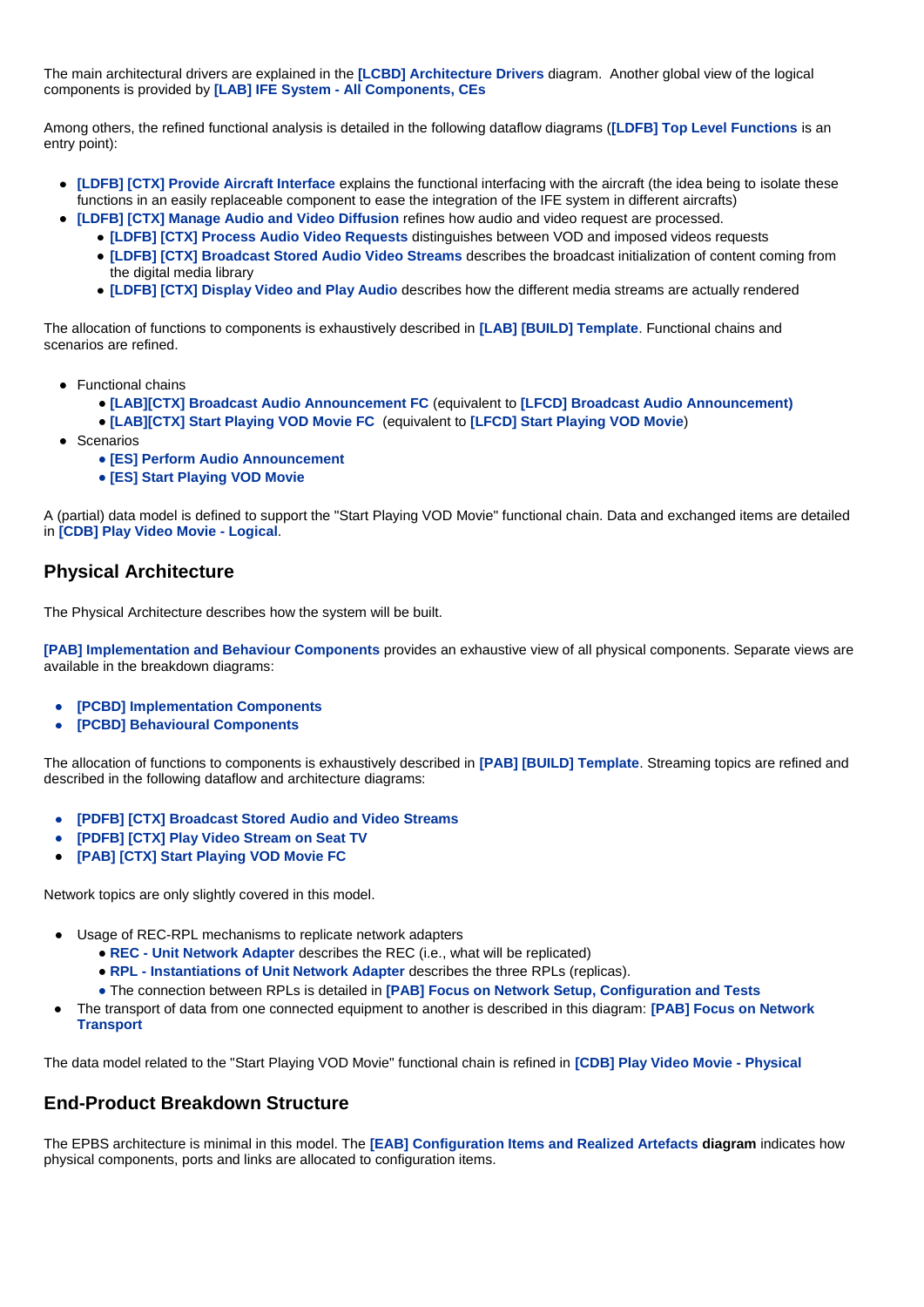The main architectural drivers are explained in the **[LCBD] Architecture Drivers** diagram. Another global view of the logical components is provided by **[LAB] IFE System - All Components, CEs**

Among others, the refined functional analysis is detailed in the following dataflow diagrams (**[LDFB] Top Level Functions** is an entry point):

- **[LDFB] [CTX] Provide Aircraft Interface** explains the functional interfacing with the aircraft (the idea being to isolate these functions in an easily replaceable component to ease the integration of the IFE system in different aircrafts)
- **[LDFB] [CTX] Manage Audio and Video Diffusion** refines how audio and video request are processed.
  - **[LDFB] [CTX] Process Audio Video Requests** distinguishes between VOD and imposed videos requests
  - **[LDFB] [CTX] Broadcast Stored Audio Video Streams** describes the broadcast initialization of content coming from the digital media library
  - **[LDFB] [CTX] Display Video and Play Audio** describes how the different media streams are actually rendered

The allocation of functions to components is exhaustively described in **[LAB] [BUILD] Template**. Functional chains and scenarios are refined.

- Functional chains
  - **[LAB][CTX] Broadcast Audio Announcement FC** (equivalent to **[LFCD] Broadcast Audio Announcement)**
  - **[LAB][CTX] Start Playing VOD Movie FC** (equivalent to **[LFCD] Start Playing VOD Movie**)
- Scenarios
  - **[ES] Perform Audio Announcement**
  - **[ES] Start Playing VOD Movie**

A (partial) data model is defined to support the "Start Playing VOD Movie" functional chain. Data and exchanged items are detailed in **[CDB] Play Video Movie - Logical**.

## Physical Architecture

The Physical Architecture describes how the system will be built.

**[PAB] Implementation and Behaviour Components** provides an exhaustive view of all physical components. Separate views are available in the breakdown diagrams:

- **[PCBD] Implementation Components**
- **[PCBD] Behavioural Components**

The allocation of functions to components is exhaustively described in **[PAB] [BUILD] Template**. Streaming topics are refined and described in the following dataflow and architecture diagrams:

- **[PDFB] [CTX] Broadcast Stored Audio and Video Streams**
- **[PDFB] [CTX] Play Video Stream on Seat TV**
- **[PAB] [CTX] Start Playing VOD Movie FC**

Network topics are only slightly covered in this model.

- Usage of REC-RPL mechanisms to replicate network adapters
  - **REC - Unit Network Adapter** describes the REC (i.e., what will be replicated)
  - **RPL - Instantiations of Unit Network Adapter** describes the three RPLs (replicas).
  - The connection between RPLs is detailed in **[PAB] Focus on Network Setup, Configuration and Tests**
- The transport of data from one connected equipment to another is described in this diagram: **[PAB] Focus on Network Transport**

The data model related to the "Start Playing VOD Movie" functional chain is refined in **[CDB] Play Video Movie - Physical**

## End-Product Breakdown Structure

The EPBS architecture is minimal in this model. The **[EAB] Configuration Items and Realized Artefacts diagram** indicates how physical components, ports and links are allocated to configuration items.